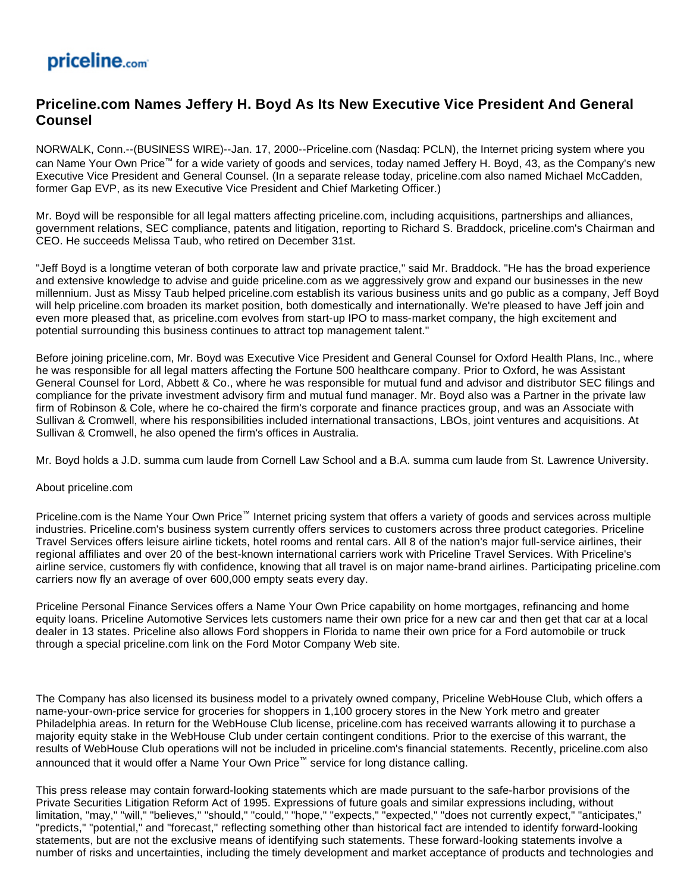priceline.com

# Priceline.com Names Jeffery H. Boyd As Its New Executive Vice President And General Counsel

NORWALK, Conn.--(BUSINESS WIRE)--Jan. 17, 2000--Priceline.com (Nasdaq: PCLN), the Internet pricing system where you can Name Your Own Price™ for a wide variety of goods and services, today named Jeffery H. Boyd, 43, as the Company's new Executive Vice President and General Counsel. (In a separate release today, priceline.com also named Michael McCadden, former Gap EVP, as its new Executive Vice President and Chief Marketing Officer.)

Mr. Boyd will be responsible for all legal matters affecting priceline.com, including acquisitions, partnerships and alliances, government relations, SEC compliance, patents and litigation, reporting to Richard S. Braddock, priceline.com's Chairman and CEO. He succeeds Melissa Taub, who retired on December 31st.

"Jeff Boyd is a longtime veteran of both corporate law and private practice," said Mr. Braddock. "He has the broad experience and extensive knowledge to advise and guide priceline.com as we aggressively grow and expand our businesses in the new millennium. Just as Missy Taub helped priceline.com establish its various business units and go public as a company, Jeff Boyd will help priceline.com broaden its market position, both domestically and internationally. We're pleased to have Jeff join and even more pleased that, as priceline.com evolves from start-up IPO to mass-market company, the high excitement and potential surrounding this business continues to attract top management talent."

Before joining priceline.com, Mr. Boyd was Executive Vice President and General Counsel for Oxford Health Plans, Inc., where he was responsible for all legal matters affecting the Fortune 500 healthcare company. Prior to Oxford, he was Assistant General Counsel for Lord, Abbett & Co., where he was responsible for mutual fund and advisor and distributor SEC filings and compliance for the private investment advisory firm and mutual fund manager. Mr. Boyd also was a Partner in the private law firm of Robinson & Cole, where he co-chaired the firm's corporate and finance practices group, and was an Associate with Sullivan & Cromwell, where his responsibilities included international transactions, LBOs, joint ventures and acquisitions. At Sullivan & Cromwell, he also opened the firm's offices in Australia.

Mr. Boyd holds a J.D. summa cum laude from Cornell Law School and a B.A. summa cum laude from St. Lawrence University.

About priceline.com

Priceline.com is the Name Your Own Price™ Internet pricing system that offers a variety of goods and services across multiple industries. Priceline.com's business system currently offers services to customers across three product categories. Priceline Travel Services offers leisure airline tickets, hotel rooms and rental cars. All 8 of the nation's major full-service airlines, their regional affiliates and over 20 of the best-known international carriers work with Priceline Travel Services. With Priceline's airline service, customers fly with confidence, knowing that all travel is on major name-brand airlines. Participating priceline.com carriers now fly an average of over 600,000 empty seats every day.

Priceline Personal Finance Services offers a Name Your Own Price capability on home mortgages, refinancing and home equity loans. Priceline Automotive Services lets customers name their own price for a new car and then get that car at a local dealer in 13 states. Priceline also allows Ford shoppers in Florida to name their own price for a Ford automobile or truck through a special priceline.com link on the Ford Motor Company Web site.

The Company has also licensed its business model to a privately owned company, Priceline WebHouse Club, which offers a name-your-own-price service for groceries for shoppers in 1,100 grocery stores in the New York metro and greater Philadelphia areas. In return for the WebHouse Club license, priceline.com has received warrants allowing it to purchase a majority equity stake in the WebHouse Club under certain contingent conditions. Prior to the exercise of this warrant, the results of WebHouse Club operations will not be included in priceline.com's financial statements. Recently, priceline.com also announced that it would offer a Name Your Own Price™ service for long distance calling.

This press release may contain forward-looking statements which are made pursuant to the safe-harbor provisions of the Private Securities Litigation Reform Act of 1995. Expressions of future goals and similar expressions including, without limitation, "may," "will," "believes," "should," "could," "hope," "expects," "expected," "does not currently expect," "anticipates," "predicts," "potential," and "forecast," reflecting something other than historical fact are intended to identify forward-looking statements, but are not the exclusive means of identifying such statements. These forward-looking statements involve a number of risks and uncertainties, including the timely development and market acceptance of products and technologies and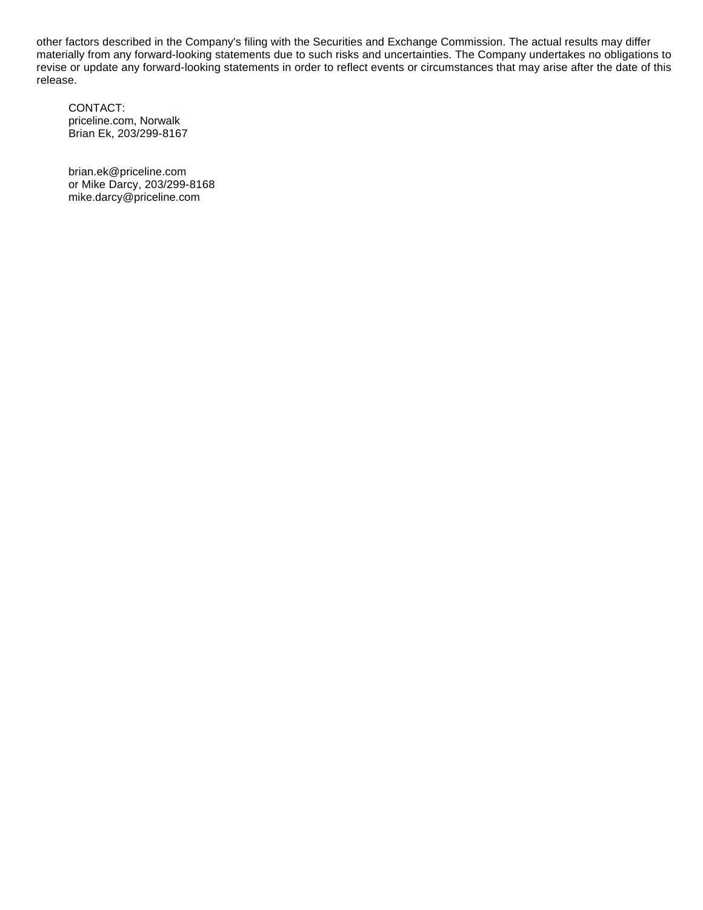other factors described in the Company's filing with the Securities and Exchange Commission. The actual results may differ materially from any forward-looking statements due to such risks and uncertainties. The Company undertakes no obligations to revise or update any forward-looking statements in order to reflect events or circumstances that may arise after the date of this release.

CONTACT:
priceline.com, Norwalk
Brian Ek, 203/299-8167

brian.ek@priceline.com
or Mike Darcy, 203/299-8168
mike.darcy@priceline.com